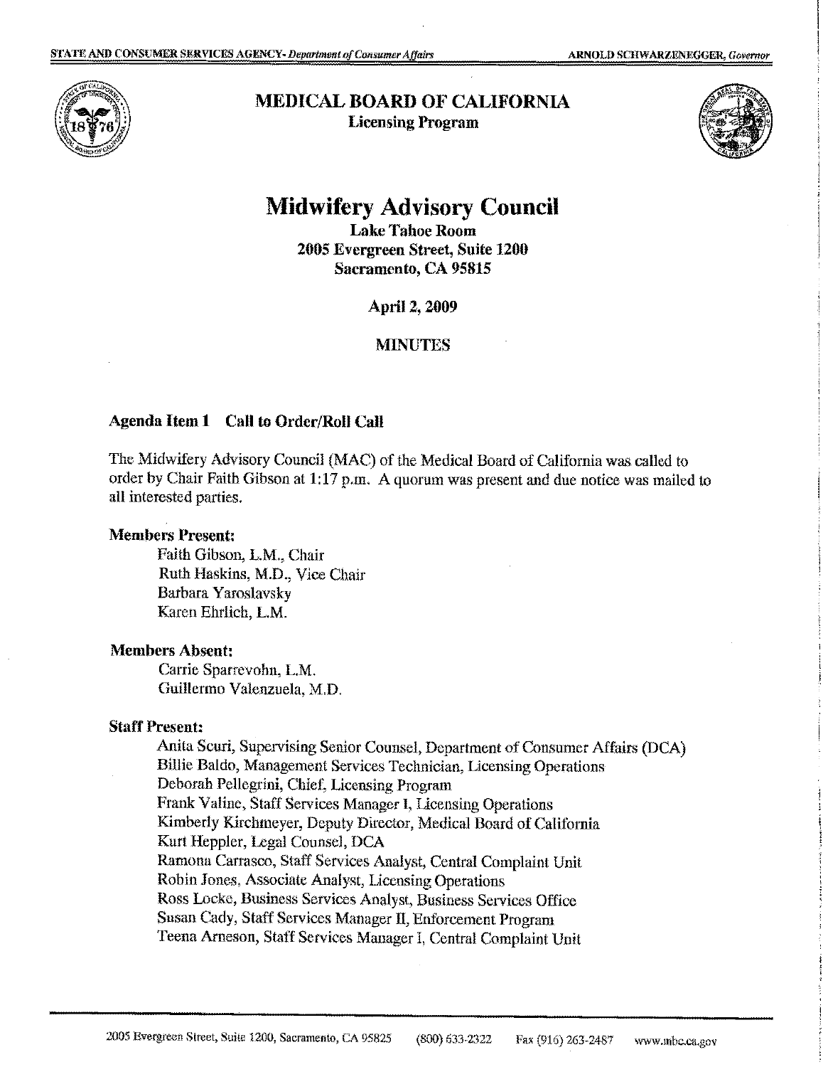STATE AND CONSUMER SERVICES AGENCY- *Department of Consumer Affairs* ARNOLD SCHWARZENEGGER, *Governor*

# MEDICAL BOARD OF CALIFORNIA
**Licensing Program**

# Midwifery Advisory Council

**Lake Tahoe Room**
**2005 Evergreen Street, Suite 1200**
**Sacramento, CA 95815**

**April 2, 2009**

MINUTES

### Agenda Item 1 Call to Order/Roll Call

The Midwifery Advisory Council (MAC) of the Medical Board of California was called to order by Chair Faith Gibson at 1:17 p.m. A quorum was present and due notice was mailed to all interested parties.

**Members Present:**

Faith Gibson, L.M., Chair
Ruth Haskins, M.D., Vice Chair
Barbara Yaroslavsky
Karen Ehrlich, L.M.

**Members Absent:**

Carrie Sparrevohn, L.M.
Guillermo Valenzuela, M.D.

**Staff Present:**

Anita Scuri, Supervising Senior Counsel, Department of Consumer Affairs (DCA)
Billie Baldo, Management Services Technician, Licensing Operations
Deborah Pellegrini, Chief, Licensing Program
Frank Valine, Staff Services Manager I, Licensing Operations
Kimberly Kirchmeyer, Deputy Director, Medical Board of California
Kurt Heppler, Legal Counsel, DCA
Ramona Carrasco, Staff Services Analyst, Central Complaint Unit
Robin Jones, Associate Analyst, Licensing Operations
Ross Locke, Business Services Analyst, Business Services Office
Susan Cady, Staff Services Manager II, Enforcement Program
Teena Arneson, Staff Services Manager I, Central Complaint Unit

2005 Evergreen Street, Suite 1200, Sacramento, CA 95825 (800) 633-2322 Fax (916) 263-2487 www.mbc.ca.gov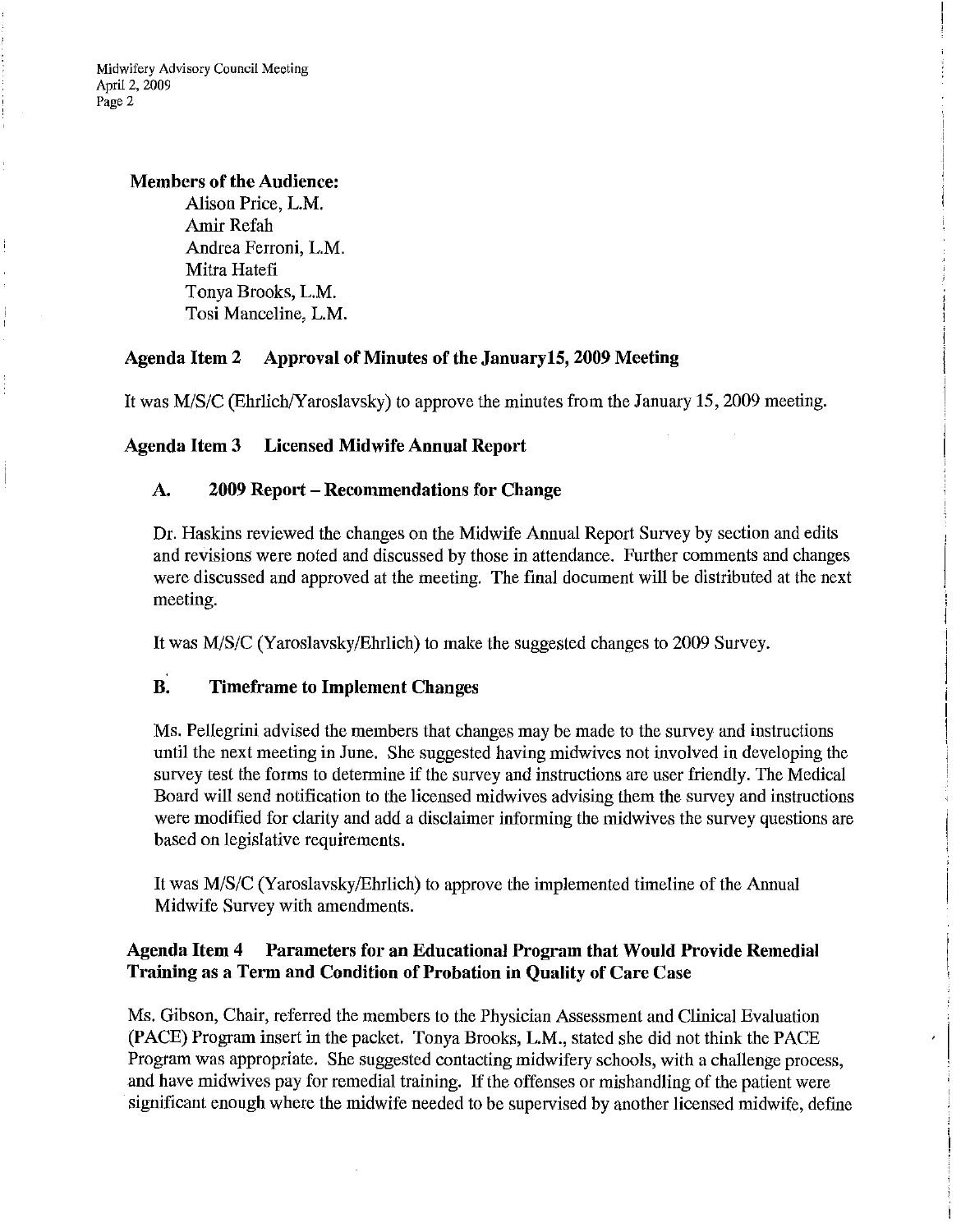**Members of the Audience:**

Alison Price, L.M.
Amir Refah
Andrea Ferroni, L.M.
Mitra Hatefi
Tonya Brooks, L.M.
Tosi Manceline, L.M.

## Agenda Item 2 Approval of Minutes of the January15, 2009 Meeting

It was M/S/C (Ehrlich/Yaroslavsky) to approve the minutes from the January 15, 2009 meeting.

## Agenda Item 3 Licensed Midwife Annual Report

### A. 2009 Report – Recommendations for Change

Dr. Haskins reviewed the changes on the Midwife Annual Report Survey by section and edits and revisions were noted and discussed by those in attendance. Further comments and changes were discussed and approved at the meeting. The final document will be distributed at the next meeting.

It was M/S/C (Yaroslavsky/Ehrlich) to make the suggested changes to 2009 Survey.

### B. Timeframe to Implement Changes

Ms. Pellegrini advised the members that changes may be made to the survey and instructions until the next meeting in June. She suggested having midwives not involved in developing the survey test the forms to determine if the survey and instructions are user friendly. The Medical Board will send notification to the licensed midwives advising them the survey and instructions were modified for clarity and add a disclaimer informing the midwives the survey questions are based on legislative requirements.

It was M/S/C (Yaroslavsky/Ehrlich) to approve the implemented timeline of the Annual Midwife Survey with amendments.

## Agenda Item 4 Parameters for an Educational Program that Would Provide Remedial Training as a Term and Condition of Probation in Quality of Care Case

Ms. Gibson, Chair, referred the members to the Physician Assessment and Clinical Evaluation (PACE) Program insert in the packet. Tonya Brooks, L.M., stated she did not think the PACE Program was appropriate. She suggested contacting midwifery schools, with a challenge process, and have midwives pay for remedial training. If the offenses or mishandling of the patient were significant enough where the midwife needed to be supervised by another licensed midwife, define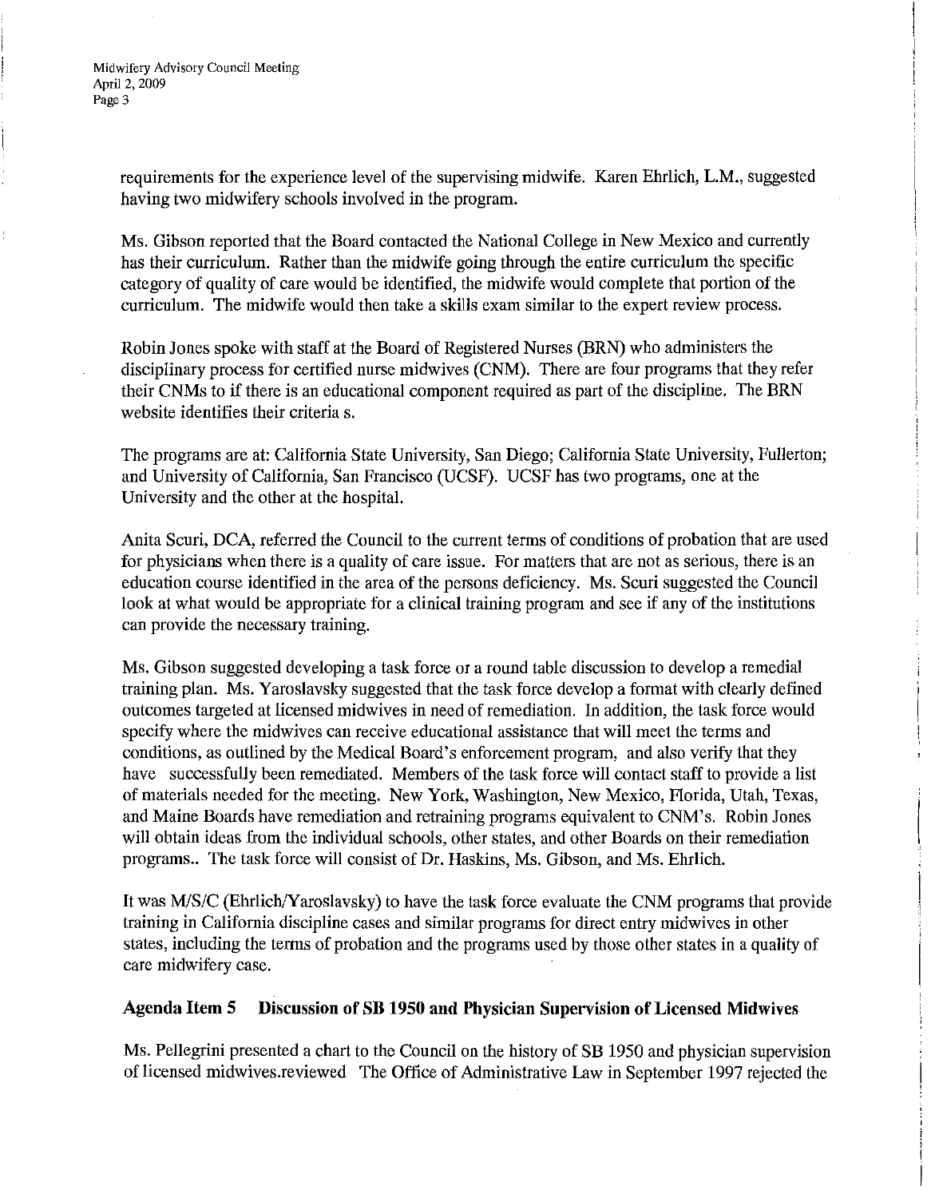requirements for the experience level of the supervising midwife. Karen Ehrlich, L.M., suggested having two midwifery schools involved in the program.

Ms. Gibson reported that the Board contacted the National College in New Mexico and currently has their curriculum. Rather than the midwife going through the entire curriculum the specific category of quality of care would be identified, the midwife would complete that portion of the curriculum. The midwife would then take a skills exam similar to the expert review process.

Robin Jones spoke with staff at the Board of Registered Nurses (BRN) who administers the disciplinary process for certified nurse midwives (CNM). There are four programs that they refer their CNMs to if there is an educational component required as part of the discipline. The BRN website identifies their criteria s.

The programs are at: California State University, San Diego; California State University, Fullerton; and University of California, San Francisco (UCSF). UCSF has two programs, one at the University and the other at the hospital.

Anita Scuri, DCA, referred the Council to the current terms of conditions of probation that are used for physicians when there is a quality of care issue. For matters that are not as serious, there is an education course identified in the area of the persons deficiency. Ms. Scuri suggested the Council look at what would be appropriate for a clinical training program and see if any of the institutions can provide the necessary training.

Ms. Gibson suggested developing a task force or a round table discussion to develop a remedial training plan. Ms. Yaroslavsky suggested that the task force develop a format with clearly defined outcomes targeted at licensed midwives in need of remediation. In addition, the task force would specify where the midwives can receive educational assistance that will meet the terms and conditions, as outlined by the Medical Board's enforcement program, and also verify that they have successfully been remediated. Members of the task force will contact staff to provide a list of materials needed for the meeting. New York, Washington, New Mexico, Florida, Utah, Texas, and Maine Boards have remediation and retraining programs equivalent to CNM's. Robin Jones will obtain ideas from the individual schools, other states, and other Boards on their remediation programs.. The task force will consist of Dr. Haskins, Ms. Gibson, and Ms. Ehrlich.

It was M/S/C (Ehrlich/Yaroslavsky) to have the task force evaluate the CNM programs that provide training in California discipline cases and similar programs for direct entry midwives in other states, including the terms of probation and the programs used by those other states in a quality of care midwifery case.

**Agenda Item 5 Discussion of SB 1950 and Physician Supervision of Licensed Midwives**

Ms. Pellegrini presented a chart to the Council on the history of SB 1950 and physician supervision of licensed midwives.reviewed The Office of Administrative Law in September 1997 rejected the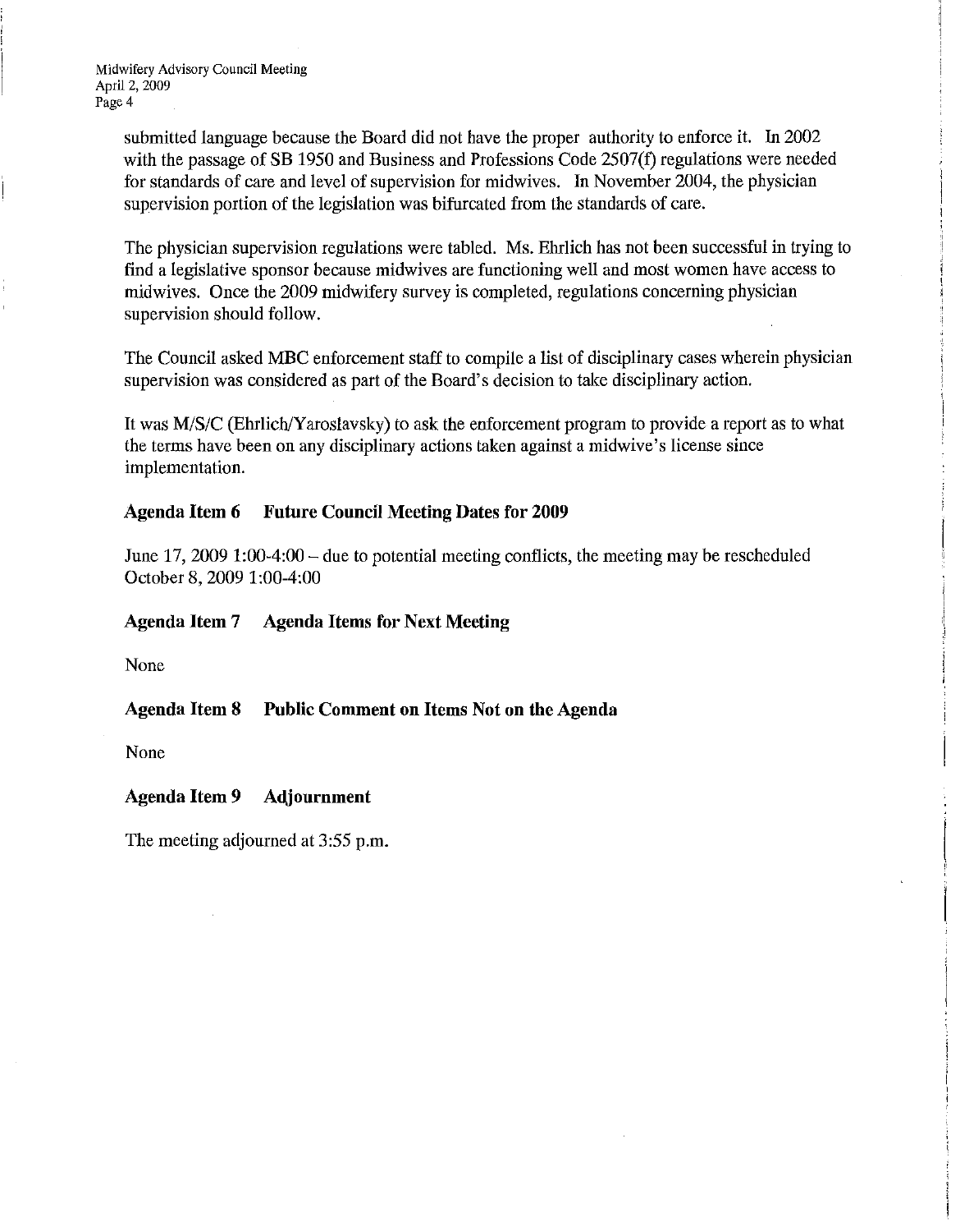submitted language because the Board did not have the proper authority to enforce it. In 2002 with the passage of SB 1950 and Business and Professions Code 2507(f) regulations were needed for standards of care and level of supervision for midwives. In November 2004, the physician supervision portion of the legislation was bifurcated from the standards of care.

The physician supervision regulations were tabled. Ms. Ehrlich has not been successful in trying to find a legislative sponsor because midwives are functioning well and most women have access to midwives. Once the 2009 midwifery survey is completed, regulations concerning physician supervision should follow.

The Council asked MBC enforcement staff to compile a list of disciplinary cases wherein physician supervision was considered as part of the Board's decision to take disciplinary action.

It was M/S/C (Ehrlich/Yaroslavsky) to ask the enforcement program to provide a report as to what the terms have been on any disciplinary actions taken against a midwive's license since implementation.

**Agenda Item 6 Future Council Meeting Dates for 2009**

June 17, 2009 1:00-4:00 – due to potential meeting conflicts, the meeting may be rescheduled
October 8, 2009 1:00-4:00

**Agenda Item 7 Agenda Items for Next Meeting**

None

**Agenda Item 8 Public Comment on Items Not on the Agenda**

None

**Agenda Item 9 Adjournment**

The meeting adjourned at 3:55 p.m.